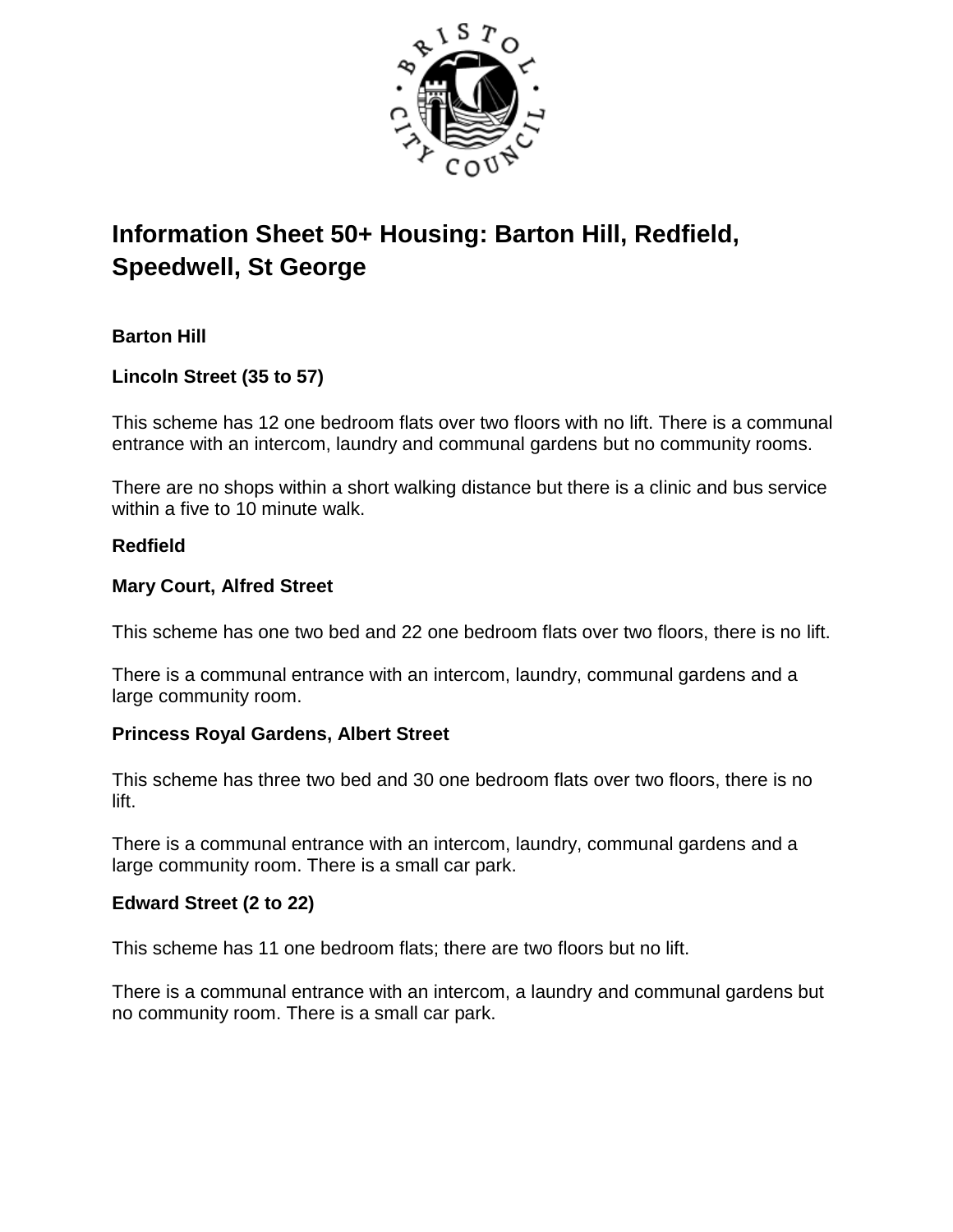# Information Sheet 50+ Housing: Barton Hill, Redfield, Speedwell, St George

## Barton Hill

### Lincoln Street (35 to 57)

This scheme has 12 one bedroom flats over two floors with no lift. There is a communal entrance with an intercom, laundry and communal gardens but no community rooms.

There are no shops within a short walking distance but there is a clinic and bus service within a five to 10 minute walk.

## Redfield

### Mary Court, Alfred Street

This scheme has one two bed and 22 one bedroom flats over two floors, there is no lift.

There is a communal entrance with an intercom, laundry, communal gardens and a large community room.

### Princess Royal Gardens, Albert Street

This scheme has three two bed and 30 one bedroom flats over two floors, there is no lift.

There is a communal entrance with an intercom, laundry, communal gardens and a large community room. There is a small car park.

### Edward Street (2 to 22)

This scheme has 11 one bedroom flats; there are two floors but no lift.

There is a communal entrance with an intercom, a laundry and communal gardens but no community room. There is a small car park.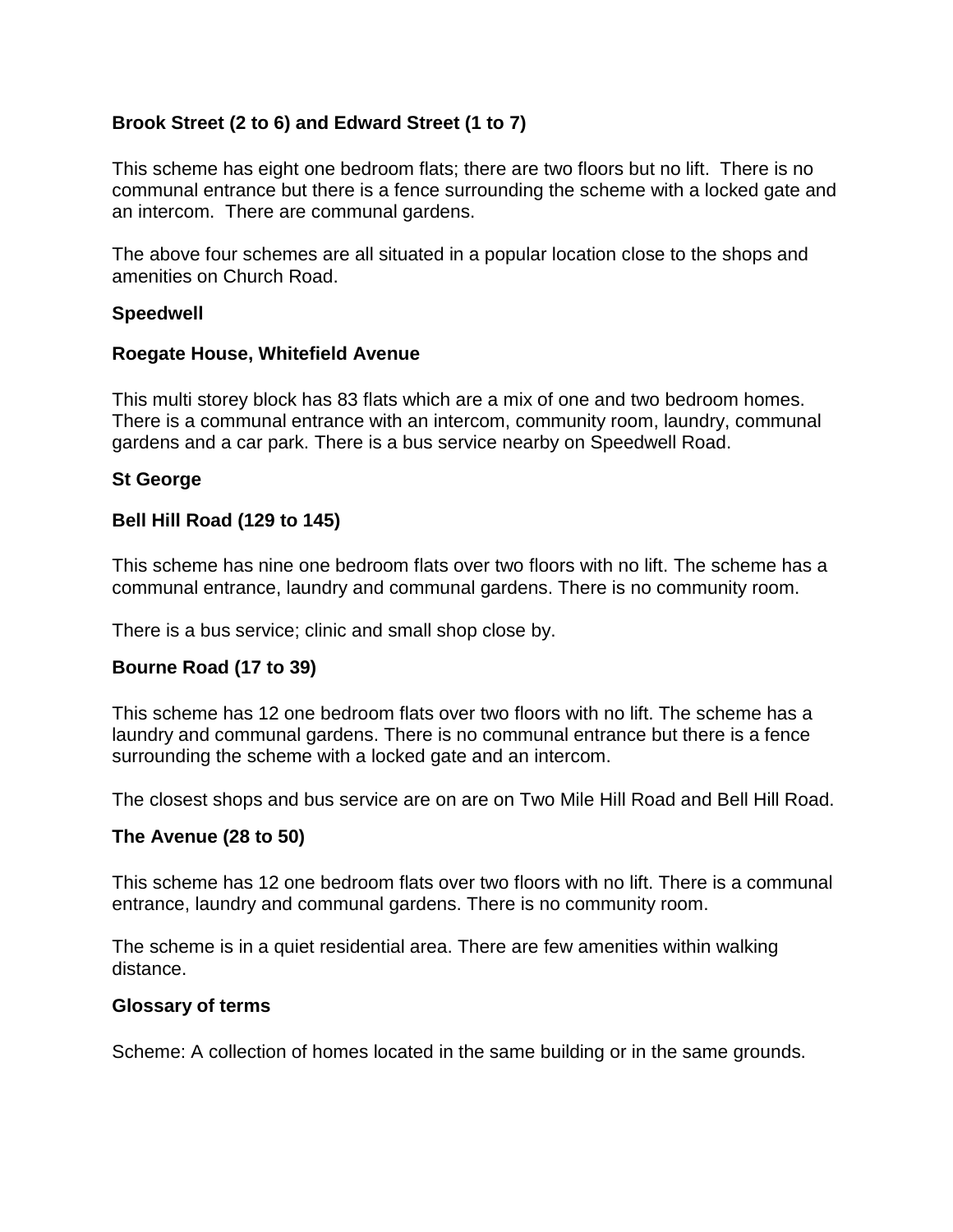**Brook Street (2 to 6) and Edward Street (1 to 7)**

This scheme has eight one bedroom flats; there are two floors but no lift. There is no communal entrance but there is a fence surrounding the scheme with a locked gate and an intercom. There are communal gardens.

The above four schemes are all situated in a popular location close to the shops and amenities on Church Road.

## Speedwell

**Roegate House, Whitefield Avenue**

This multi storey block has 83 flats which are a mix of one and two bedroom homes. There is a communal entrance with an intercom, community room, laundry, communal gardens and a car park. There is a bus service nearby on Speedwell Road.

## St George

**Bell Hill Road (129 to 145)**

This scheme has nine one bedroom flats over two floors with no lift. The scheme has a communal entrance, laundry and communal gardens. There is no community room.

There is a bus service; clinic and small shop close by.

**Bourne Road (17 to 39)**

This scheme has 12 one bedroom flats over two floors with no lift. The scheme has a laundry and communal gardens. There is no communal entrance but there is a fence surrounding the scheme with a locked gate and an intercom.

The closest shops and bus service are on are on Two Mile Hill Road and Bell Hill Road.

**The Avenue (28 to 50)**

This scheme has 12 one bedroom flats over two floors with no lift. There is a communal entrance, laundry and communal gardens. There is no community room.

The scheme is in a quiet residential area. There are few amenities within walking distance.

## Glossary of terms

Scheme: A collection of homes located in the same building or in the same grounds.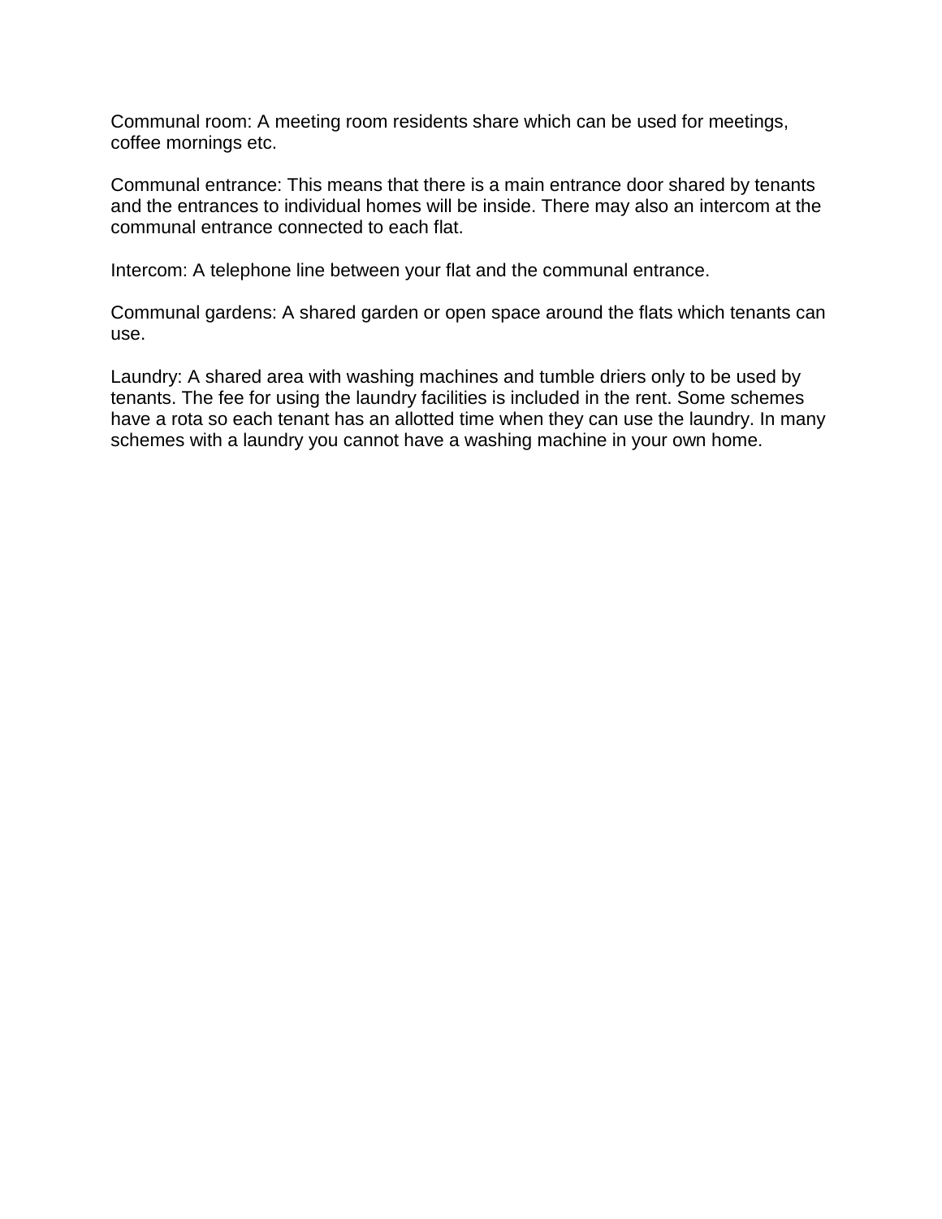Communal room: A meeting room residents share which can be used for meetings, coffee mornings etc.

Communal entrance: This means that there is a main entrance door shared by tenants and the entrances to individual homes will be inside. There may also an intercom at the communal entrance connected to each flat.

Intercom: A telephone line between your flat and the communal entrance.

Communal gardens: A shared garden or open space around the flats which tenants can use.

Laundry: A shared area with washing machines and tumble driers only to be used by tenants. The fee for using the laundry facilities is included in the rent. Some schemes have a rota so each tenant has an allotted time when they can use the laundry. In many schemes with a laundry you cannot have a washing machine in your own home.